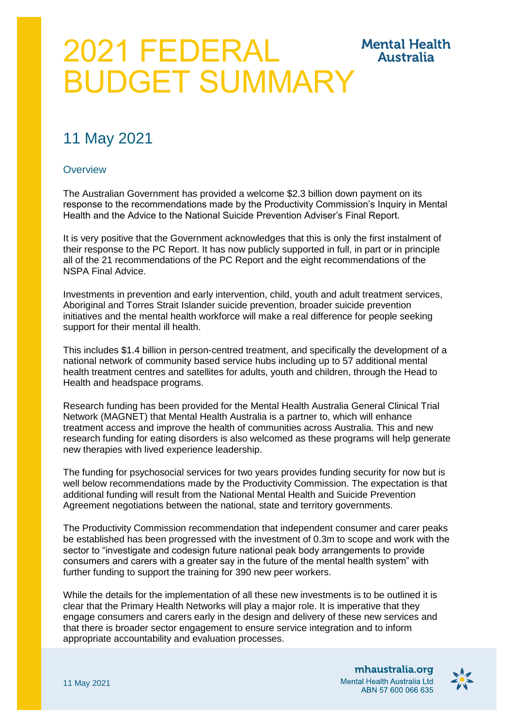# 2021 FEDERAL BUDGET SUMMARY

Mental Health Australia

## 11 May 2021

### Overview

The Australian Government has provided a welcome $2.3 billion down payment on its response to the recommendations made by the Productivity Commission's Inquiry in Mental Health and the Advice to the National Suicide Prevention Adviser's Final Report.

It is very positive that the Government acknowledges that this is only the first instalment of their response to the PC Report. It has now publicly supported in full, in part or in principle all of the 21 recommendations of the PC Report and the eight recommendations of the NSPA Final Advice.

Investments in prevention and early intervention, child, youth and adult treatment services, Aboriginal and Torres Strait Islander suicide prevention, broader suicide prevention initiatives and the mental health workforce will make a real difference for people seeking support for their mental ill health.

This includes $1.4 billion in person-centred treatment, and specifically the development of a national network of community based service hubs including up to 57 additional mental health treatment centres and satellites for adults, youth and children, through the Head to Health and headspace programs.

Research funding has been provided for the Mental Health Australia General Clinical Trial Network (MAGNET) that Mental Health Australia is a partner to, which will enhance treatment access and improve the health of communities across Australia. This and new research funding for eating disorders is also welcomed as these programs will help generate new therapies with lived experience leadership.

The funding for psychosocial services for two years provides funding security for now but is well below recommendations made by the Productivity Commission. The expectation is that additional funding will result from the National Mental Health and Suicide Prevention Agreement negotiations between the national, state and territory governments.

The Productivity Commission recommendation that independent consumer and carer peaks be established has been progressed with the investment of 0.3m to scope and work with the sector to "investigate and codesign future national peak body arrangements to provide consumers and carers with a greater say in the future of the mental health system" with further funding to support the training for 390 new peer workers.

While the details for the implementation of all these new investments is to be outlined it is clear that the Primary Health Networks will play a major role. It is imperative that they engage consumers and carers early in the design and delivery of these new services and that there is broader sector engagement to ensure service integration and to inform appropriate accountability and evaluation processes.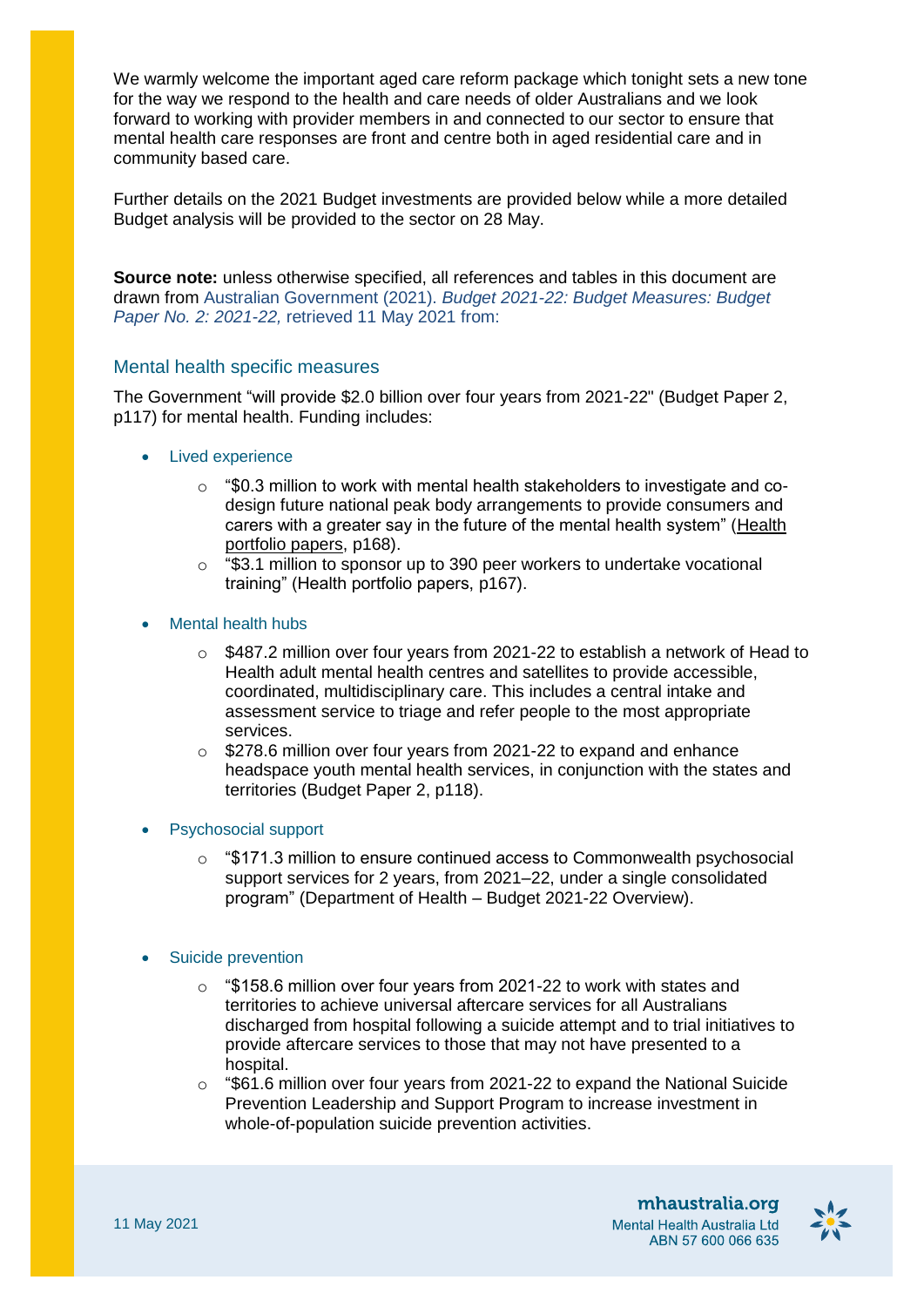We warmly welcome the important aged care reform package which tonight sets a new tone for the way we respond to the health and care needs of older Australians and we look forward to working with provider members in and connected to our sector to ensure that mental health care responses are front and centre both in aged residential care and in community based care.

Further details on the 2021 Budget investments are provided below while a more detailed Budget analysis will be provided to the sector on 28 May.

**Source note:** unless otherwise specified, all references and tables in this document are drawn from Australian Government (2021). *Budget 2021-22: Budget Measures: Budget Paper No. 2: 2021-22,* retrieved 11 May 2021 from:

## Mental health specific measures

The Government "will provide $2.0 billion over four years from 2021-22" (Budget Paper 2, p117) for mental health. Funding includes:

- Lived experience
  - "$0.3 million to work with mental health stakeholders to investigate and co-design future national peak body arrangements to provide consumers and carers with a greater say in the future of the mental health system" (Health portfolio papers, p168).
  - "$3.1 million to sponsor up to 390 peer workers to undertake vocational training" (Health portfolio papers, p167).
- Mental health hubs
  - $487.2 million over four years from 2021-22 to establish a network of Head to Health adult mental health centres and satellites to provide accessible, coordinated, multidisciplinary care. This includes a central intake and assessment service to triage and refer people to the most appropriate services.
  - $278.6 million over four years from 2021-22 to expand and enhance headspace youth mental health services, in conjunction with the states and territories (Budget Paper 2, p118).
- Psychosocial support
  - "$171.3 million to ensure continued access to Commonwealth psychosocial support services for 2 years, from 2021–22, under a single consolidated program" (Department of Health – Budget 2021-22 Overview).
- Suicide prevention
  - "$158.6 million over four years from 2021-22 to work with states and territories to achieve universal aftercare services for all Australians discharged from hospital following a suicide attempt and to trial initiatives to provide aftercare services to those that may not have presented to a hospital.
  - "$61.6 million over four years from 2021-22 to expand the National Suicide Prevention Leadership and Support Program to increase investment in whole-of-population suicide prevention activities.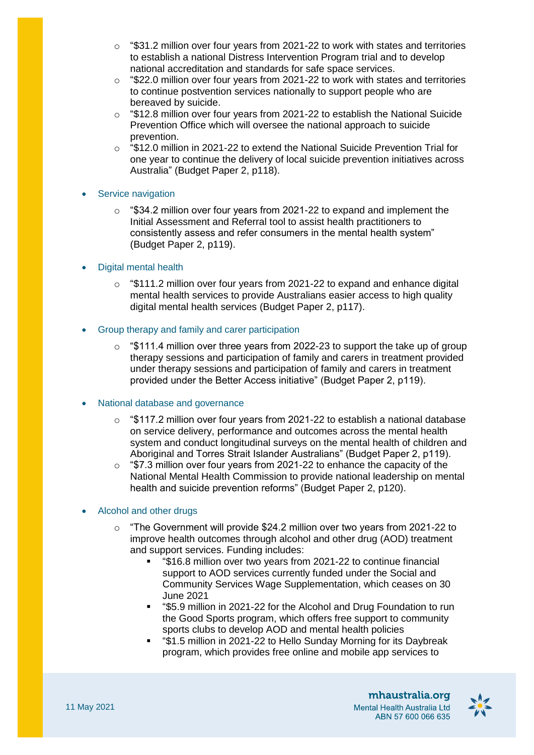- "$31.2 million over four years from 2021-22 to work with states and territories to establish a national Distress Intervention Program trial and to develop national accreditation and standards for safe space services.
  - "$22.0 million over four years from 2021-22 to work with states and territories to continue postvention services nationally to support people who are bereaved by suicide.
  - "$12.8 million over four years from 2021-22 to establish the National Suicide Prevention Office which will oversee the national approach to suicide prevention.
  - "$12.0 million in 2021-22 to extend the National Suicide Prevention Trial for one year to continue the delivery of local suicide prevention initiatives across Australia" (Budget Paper 2, p118).

- Service navigation
  - "$34.2 million over four years from 2021-22 to expand and implement the Initial Assessment and Referral tool to assist health practitioners to consistently assess and refer consumers in the mental health system" (Budget Paper 2, p119).

- Digital mental health
  - "$111.2 million over four years from 2021-22 to expand and enhance digital mental health services to provide Australians easier access to high quality digital mental health services (Budget Paper 2, p117).

- Group therapy and family and carer participation
  - "$111.4 million over three years from 2022-23 to support the take up of group therapy sessions and participation of family and carers in treatment provided under therapy sessions and participation of family and carers in treatment provided under the Better Access initiative" (Budget Paper 2, p119).

- National database and governance
  - "$117.2 million over four years from 2021-22 to establish a national database on service delivery, performance and outcomes across the mental health system and conduct longitudinal surveys on the mental health of children and Aboriginal and Torres Strait Islander Australians" (Budget Paper 2, p119).
  - "$7.3 million over four years from 2021-22 to enhance the capacity of the National Mental Health Commission to provide national leadership on mental health and suicide prevention reforms" (Budget Paper 2, p120).

- Alcohol and other drugs
  - "The Government will provide $24.2 million over two years from 2021-22 to improve health outcomes through alcohol and other drug (AOD) treatment and support services. Funding includes:
    - "$16.8 million over two years from 2021-22 to continue financial support to AOD services currently funded under the Social and Community Services Wage Supplementation, which ceases on 30 June 2021
    - "$5.9 million in 2021-22 for the Alcohol and Drug Foundation to run the Good Sports program, which offers free support to community sports clubs to develop AOD and mental health policies
    - "$1.5 million in 2021-22 to Hello Sunday Morning for its Daybreak program, which provides free online and mobile app services to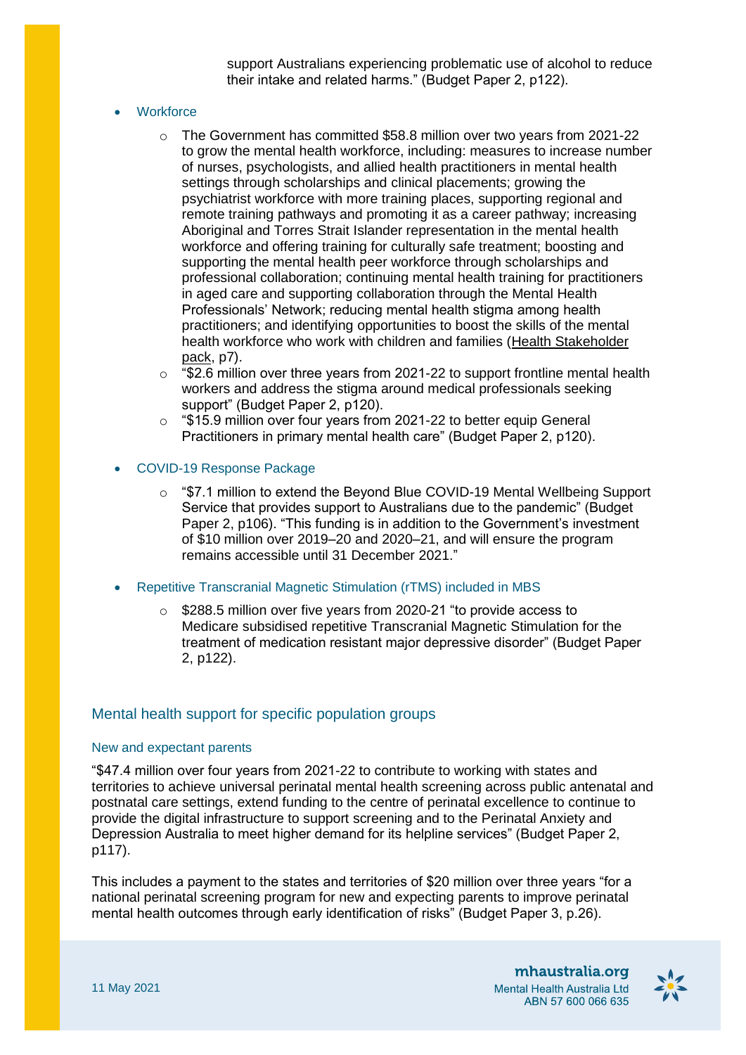support Australians experiencing problematic use of alcohol to reduce their intake and related harms." (Budget Paper 2, p122).

- Workforce
  - The Government has committed $58.8 million over two years from 2021-22 to grow the mental health workforce, including: measures to increase number of nurses, psychologists, and allied health practitioners in mental health settings through scholarships and clinical placements; growing the psychiatrist workforce with more training places, supporting regional and remote training pathways and promoting it as a career pathway; increasing Aboriginal and Torres Strait Islander representation in the mental health workforce and offering training for culturally safe treatment; boosting and supporting the mental health peer workforce through scholarships and professional collaboration; continuing mental health training for practitioners in aged care and supporting collaboration through the Mental Health Professionals' Network; reducing mental health stigma among health practitioners; and identifying opportunities to boost the skills of the mental health workforce who work with children and families (Health Stakeholder pack, p7).
  - "$2.6 million over three years from 2021-22 to support frontline mental health workers and address the stigma around medical professionals seeking support" (Budget Paper 2, p120).
  - "$15.9 million over four years from 2021-22 to better equip General Practitioners in primary mental health care" (Budget Paper 2, p120).
- COVID-19 Response Package
  - "$7.1 million to extend the Beyond Blue COVID-19 Mental Wellbeing Support Service that provides support to Australians due to the pandemic" (Budget Paper 2, p106). "This funding is in addition to the Government's investment of $10 million over 2019–20 and 2020–21, and will ensure the program remains accessible until 31 December 2021."
- Repetitive Transcranial Magnetic Stimulation (rTMS) included in MBS
  - $288.5 million over five years from 2020-21 "to provide access to Medicare subsidised repetitive Transcranial Magnetic Stimulation for the treatment of medication resistant major depressive disorder" (Budget Paper 2, p122).

## Mental health support for specific population groups

### New and expectant parents

"$47.4 million over four years from 2021-22 to contribute to working with states and territories to achieve universal perinatal mental health screening across public antenatal and postnatal care settings, extend funding to the centre of perinatal excellence to continue to provide the digital infrastructure to support screening and to the Perinatal Anxiety and Depression Australia to meet higher demand for its helpline services" (Budget Paper 2, p117).

This includes a payment to the states and territories of $20 million over three years "for a national perinatal screening program for new and expecting parents to improve perinatal mental health outcomes through early identification of risks" (Budget Paper 3, p.26).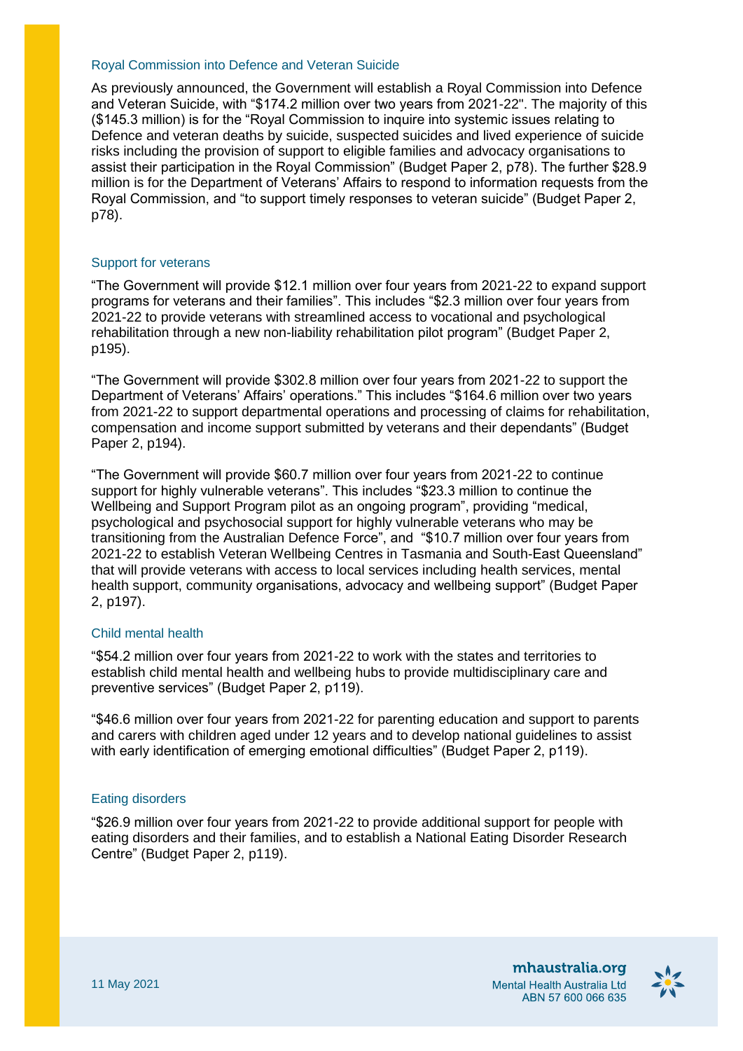### Royal Commission into Defence and Veteran Suicide

As previously announced, the Government will establish a Royal Commission into Defence and Veteran Suicide, with "$174.2 million over two years from 2021-22". The majority of this ($145.3 million) is for the "Royal Commission to inquire into systemic issues relating to Defence and veteran deaths by suicide, suspected suicides and lived experience of suicide risks including the provision of support to eligible families and advocacy organisations to assist their participation in the Royal Commission" (Budget Paper 2, p78). The further $28.9 million is for the Department of Veterans' Affairs to respond to information requests from the Royal Commission, and "to support timely responses to veteran suicide" (Budget Paper 2, p78).

### Support for veterans

"The Government will provide $12.1 million over four years from 2021-22 to expand support programs for veterans and their families". This includes "$2.3 million over four years from 2021-22 to provide veterans with streamlined access to vocational and psychological rehabilitation through a new non-liability rehabilitation pilot program" (Budget Paper 2, p195).

"The Government will provide $302.8 million over four years from 2021-22 to support the Department of Veterans' Affairs' operations." This includes "$164.6 million over two years from 2021-22 to support departmental operations and processing of claims for rehabilitation, compensation and income support submitted by veterans and their dependants" (Budget Paper 2, p194).

"The Government will provide $60.7 million over four years from 2021-22 to continue support for highly vulnerable veterans". This includes "$23.3 million to continue the Wellbeing and Support Program pilot as an ongoing program", providing "medical, psychological and psychosocial support for highly vulnerable veterans who may be transitioning from the Australian Defence Force", and "$10.7 million over four years from 2021-22 to establish Veteran Wellbeing Centres in Tasmania and South-East Queensland" that will provide veterans with access to local services including health services, mental health support, community organisations, advocacy and wellbeing support" (Budget Paper 2, p197).

### Child mental health

"$54.2 million over four years from 2021-22 to work with the states and territories to establish child mental health and wellbeing hubs to provide multidisciplinary care and preventive services" (Budget Paper 2, p119).

"$46.6 million over four years from 2021-22 for parenting education and support to parents and carers with children aged under 12 years and to develop national guidelines to assist with early identification of emerging emotional difficulties" (Budget Paper 2, p119).

### Eating disorders

"$26.9 million over four years from 2021-22 to provide additional support for people with eating disorders and their families, and to establish a National Eating Disorder Research Centre" (Budget Paper 2, p119).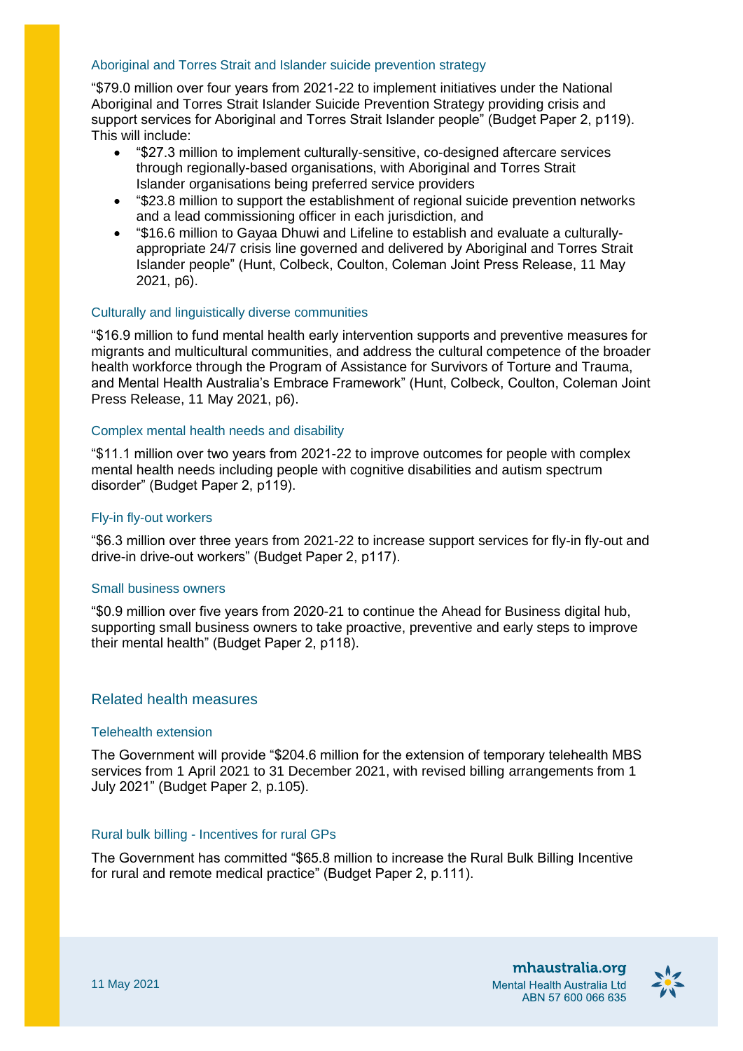### Aboriginal and Torres Strait and Islander suicide prevention strategy

"$79.0 million over four years from 2021-22 to implement initiatives under the National Aboriginal and Torres Strait Islander Suicide Prevention Strategy providing crisis and support services for Aboriginal and Torres Strait Islander people" (Budget Paper 2, p119). This will include:

- "$27.3 million to implement culturally-sensitive, co-designed aftercare services through regionally-based organisations, with Aboriginal and Torres Strait Islander organisations being preferred service providers
- "$23.8 million to support the establishment of regional suicide prevention networks and a lead commissioning officer in each jurisdiction, and
- "$16.6 million to Gayaa Dhuwi and Lifeline to establish and evaluate a culturally-appropriate 24/7 crisis line governed and delivered by Aboriginal and Torres Strait Islander people" (Hunt, Colbeck, Coulton, Coleman Joint Press Release, 11 May 2021, p6).

### Culturally and linguistically diverse communities

"$16.9 million to fund mental health early intervention supports and preventive measures for migrants and multicultural communities, and address the cultural competence of the broader health workforce through the Program of Assistance for Survivors of Torture and Trauma, and Mental Health Australia's Embrace Framework" (Hunt, Colbeck, Coulton, Coleman Joint Press Release, 11 May 2021, p6).

### Complex mental health needs and disability

"$11.1 million over two years from 2021-22 to improve outcomes for people with complex mental health needs including people with cognitive disabilities and autism spectrum disorder" (Budget Paper 2, p119).

### Fly-in fly-out workers

"$6.3 million over three years from 2021-22 to increase support services for fly-in fly-out and drive-in drive-out workers" (Budget Paper 2, p117).

### Small business owners

"$0.9 million over five years from 2020-21 to continue the Ahead for Business digital hub, supporting small business owners to take proactive, preventive and early steps to improve their mental health" (Budget Paper 2, p118).

## Related health measures

### Telehealth extension

The Government will provide "$204.6 million for the extension of temporary telehealth MBS services from 1 April 2021 to 31 December 2021, with revised billing arrangements from 1 July 2021" (Budget Paper 2, p.105).

### Rural bulk billing - Incentives for rural GPs

The Government has committed "$65.8 million to increase the Rural Bulk Billing Incentive for rural and remote medical practice" (Budget Paper 2, p.111).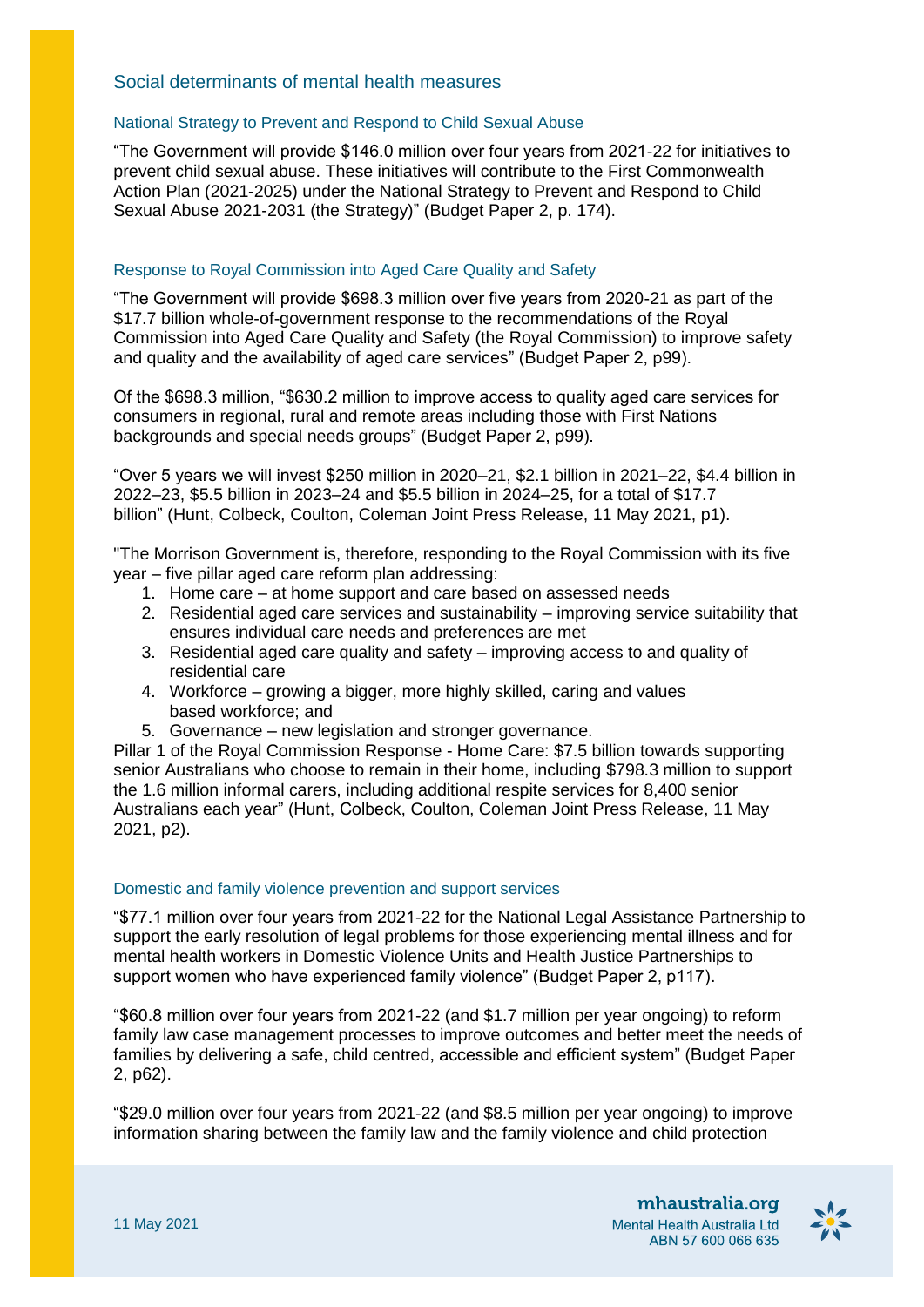## Social determinants of mental health measures

### National Strategy to Prevent and Respond to Child Sexual Abuse

"The Government will provide $146.0 million over four years from 2021-22 for initiatives to prevent child sexual abuse. These initiatives will contribute to the First Commonwealth Action Plan (2021-2025) under the National Strategy to Prevent and Respond to Child Sexual Abuse 2021-2031 (the Strategy)" (Budget Paper 2, p. 174).

### Response to Royal Commission into Aged Care Quality and Safety

"The Government will provide $698.3 million over five years from 2020-21 as part of the $17.7 billion whole-of-government response to the recommendations of the Royal Commission into Aged Care Quality and Safety (the Royal Commission) to improve safety and quality and the availability of aged care services" (Budget Paper 2, p99).

Of the $698.3 million, "$630.2 million to improve access to quality aged care services for consumers in regional, rural and remote areas including those with First Nations backgrounds and special needs groups" (Budget Paper 2, p99).

"Over 5 years we will invest $250 million in 2020–21, $2.1 billion in 2021–22, $4.4 billion in 2022–23, $5.5 billion in 2023–24 and $5.5 billion in 2024–25, for a total of $17.7 billion" (Hunt, Colbeck, Coulton, Coleman Joint Press Release, 11 May 2021, p1).

"The Morrison Government is, therefore, responding to the Royal Commission with its five year – five pillar aged care reform plan addressing:

1. Home care – at home support and care based on assessed needs
2. Residential aged care services and sustainability – improving service suitability that ensures individual care needs and preferences are met
3. Residential aged care quality and safety – improving access to and quality of residential care
4. Workforce – growing a bigger, more highly skilled, caring and values based workforce; and
5. Governance – new legislation and stronger governance.

Pillar 1 of the Royal Commission Response - Home Care: $7.5 billion towards supporting senior Australians who choose to remain in their home, including $798.3 million to support the 1.6 million informal carers, including additional respite services for 8,400 senior Australians each year" (Hunt, Colbeck, Coulton, Coleman Joint Press Release, 11 May 2021, p2).

### Domestic and family violence prevention and support services

"$77.1 million over four years from 2021-22 for the National Legal Assistance Partnership to support the early resolution of legal problems for those experiencing mental illness and for mental health workers in Domestic Violence Units and Health Justice Partnerships to support women who have experienced family violence" (Budget Paper 2, p117).

"$60.8 million over four years from 2021-22 (and $1.7 million per year ongoing) to reform family law case management processes to improve outcomes and better meet the needs of families by delivering a safe, child centred, accessible and efficient system" (Budget Paper 2, p62).

"$29.0 million over four years from 2021-22 (and $8.5 million per year ongoing) to improve information sharing between the family law and the family violence and child protection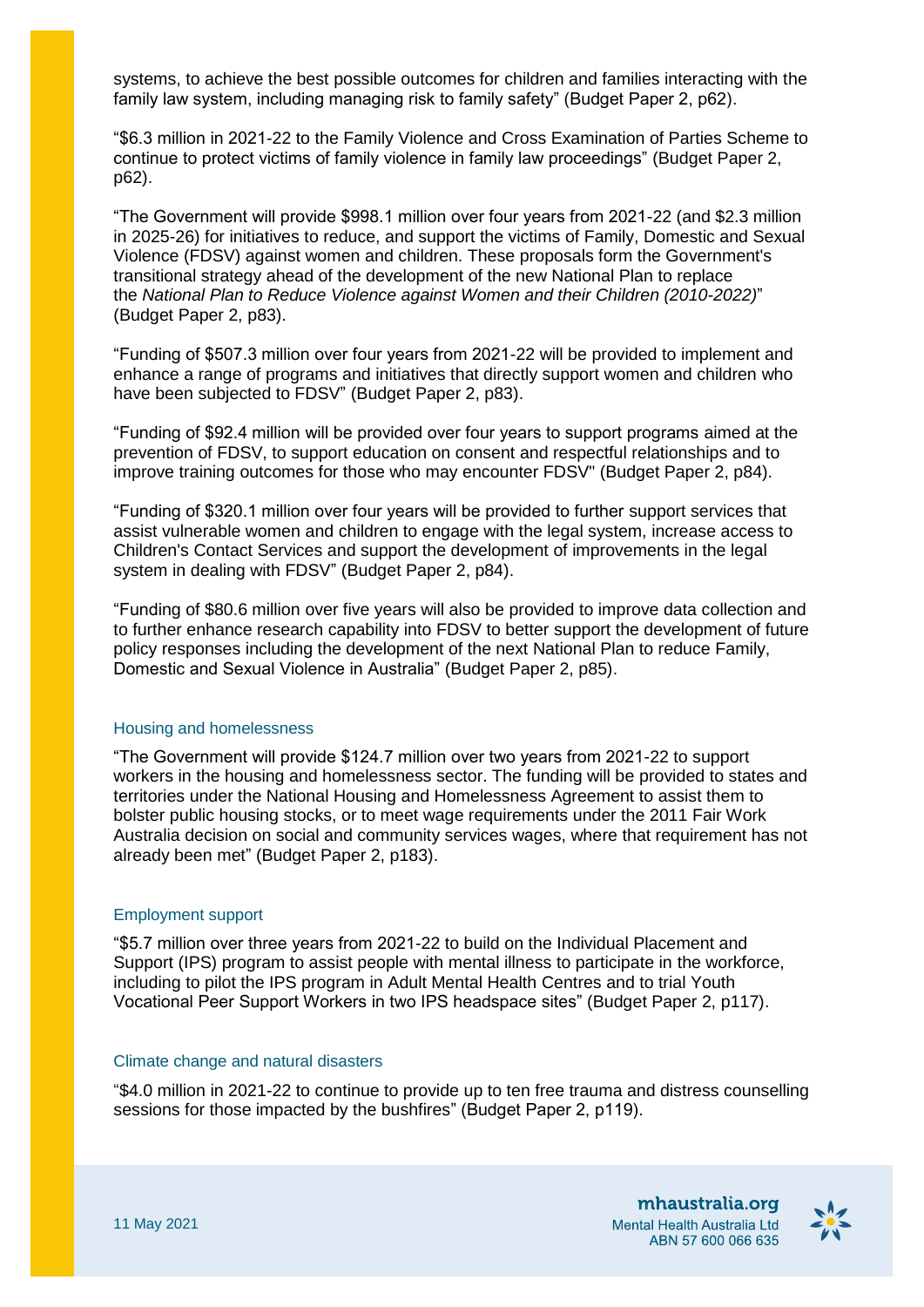systems, to achieve the best possible outcomes for children and families interacting with the family law system, including managing risk to family safety" (Budget Paper 2, p62).

"$6.3 million in 2021-22 to the Family Violence and Cross Examination of Parties Scheme to continue to protect victims of family violence in family law proceedings" (Budget Paper 2, p62).

"The Government will provide $998.1 million over four years from 2021-22 (and $2.3 million in 2025-26) for initiatives to reduce, and support the victims of Family, Domestic and Sexual Violence (FDSV) against women and children. These proposals form the Government's transitional strategy ahead of the development of the new National Plan to replace the *National Plan to Reduce Violence against Women and their Children (2010-2022)*" (Budget Paper 2, p83).

"Funding of $507.3 million over four years from 2021-22 will be provided to implement and enhance a range of programs and initiatives that directly support women and children who have been subjected to FDSV" (Budget Paper 2, p83).

"Funding of $92.4 million will be provided over four years to support programs aimed at the prevention of FDSV, to support education on consent and respectful relationships and to improve training outcomes for those who may encounter FDSV" (Budget Paper 2, p84).

"Funding of $320.1 million over four years will be provided to further support services that assist vulnerable women and children to engage with the legal system, increase access to Children's Contact Services and support the development of improvements in the legal system in dealing with FDSV" (Budget Paper 2, p84).

"Funding of $80.6 million over five years will also be provided to improve data collection and to further enhance research capability into FDSV to better support the development of future policy responses including the development of the next National Plan to reduce Family, Domestic and Sexual Violence in Australia" (Budget Paper 2, p85).

### Housing and homelessness

"The Government will provide $124.7 million over two years from 2021-22 to support workers in the housing and homelessness sector. The funding will be provided to states and territories under the National Housing and Homelessness Agreement to assist them to bolster public housing stocks, or to meet wage requirements under the 2011 Fair Work Australia decision on social and community services wages, where that requirement has not already been met" (Budget Paper 2, p183).

### Employment support

"$5.7 million over three years from 2021-22 to build on the Individual Placement and Support (IPS) program to assist people with mental illness to participate in the workforce, including to pilot the IPS program in Adult Mental Health Centres and to trial Youth Vocational Peer Support Workers in two IPS headspace sites" (Budget Paper 2, p117).

### Climate change and natural disasters

"$4.0 million in 2021-22 to continue to provide up to ten free trauma and distress counselling sessions for those impacted by the bushfires" (Budget Paper 2, p119).